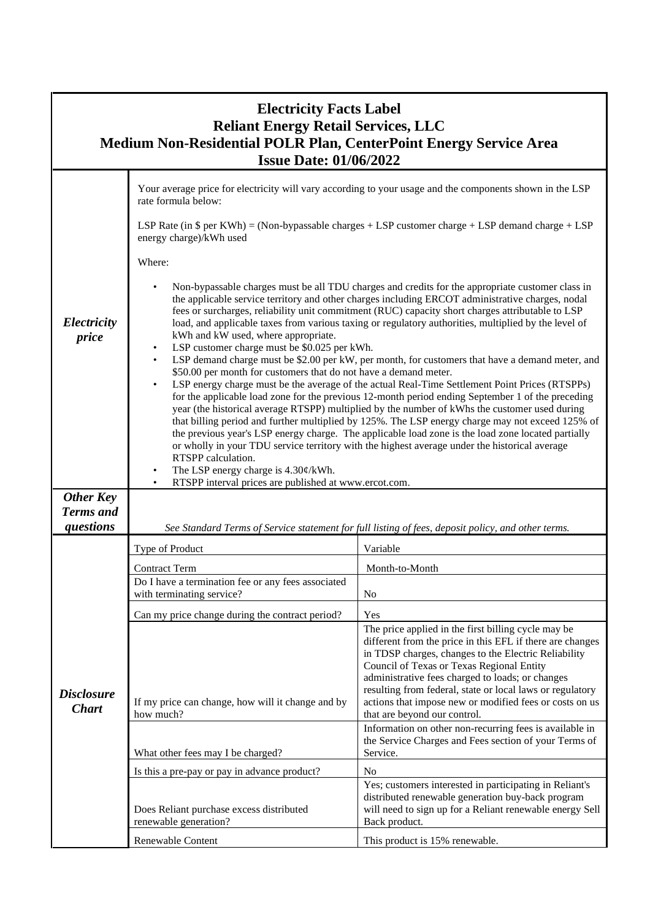# Electricity Facts Label
## Reliant Energy Retail Services, LLC
## Medium Non-Residential POLR Plan, CenterPoint Energy Service Area
## Issue Date: 01/06/2022

### *Electricity price*

Your average price for electricity will vary according to your usage and the components shown in the LSP rate formula below:

LSP Rate (in $ per KWh) = (Non-bypassable charges + LSP customer charge + LSP demand charge + LSP energy charge)/kWh used

Where:

- Non-bypassable charges must be all TDU charges and credits for the appropriate customer class in the applicable service territory and other charges including ERCOT administrative charges, nodal fees or surcharges, reliability unit commitment (RUC) capacity short charges attributable to LSP load, and applicable taxes from various taxing or regulatory authorities, multiplied by the level of kWh and kW used, where appropriate.
- LSP customer charge must be $0.025 per kWh.
- LSP demand charge must be $2.00 per kW, per month, for customers that have a demand meter, and $50.00 per month for customers that do not have a demand meter.
- LSP energy charge must be the average of the actual Real-Time Settlement Point Prices (RTSPPs) for the applicable load zone for the previous 12-month period ending September 1 of the preceding year (the historical average RTSPP) multiplied by the number of kWhs the customer used during that billing period and further multiplied by 125%. The LSP energy charge may not exceed 125% of the previous year's LSP energy charge. The applicable load zone is the load zone located partially or wholly in your TDU service territory with the highest average under the historical average RTSPP calculation.
- The LSP energy charge is 4.30¢/kWh.
- RTSPP interval prices are published at www.ercot.com.

### *Other Key Terms and questions*

*See Standard Terms of Service statement for full listing of fees, deposit policy, and other terms.*

### *Disclosure Chart*

| Type of Product | Variable |
|---|---|
| Contract Term | Month-to-Month |
| Do I have a termination fee or any fees associated with terminating service? | No |
| Can my price change during the contract period? | Yes |
| If my price can change, how will it change and by how much? | The price applied in the first billing cycle may be different from the price in this EFL if there are changes in TDSP charges, changes to the Electric Reliability Council of Texas or Texas Regional Entity administrative fees charged to loads; or changes resulting from federal, state or local laws or regulatory actions that impose new or modified fees or costs on us that are beyond our control. |
| What other fees may I be charged? | Information on other non-recurring fees is available in the Service Charges and Fees section of your Terms of Service. |
| Is this a pre-pay or pay in advance product? | No |
| Does Reliant purchase excess distributed renewable generation? | Yes; customers interested in participating in Reliant's distributed renewable generation buy-back program will need to sign up for a Reliant renewable energy Sell Back product. |
| Renewable Content | This product is 15% renewable. |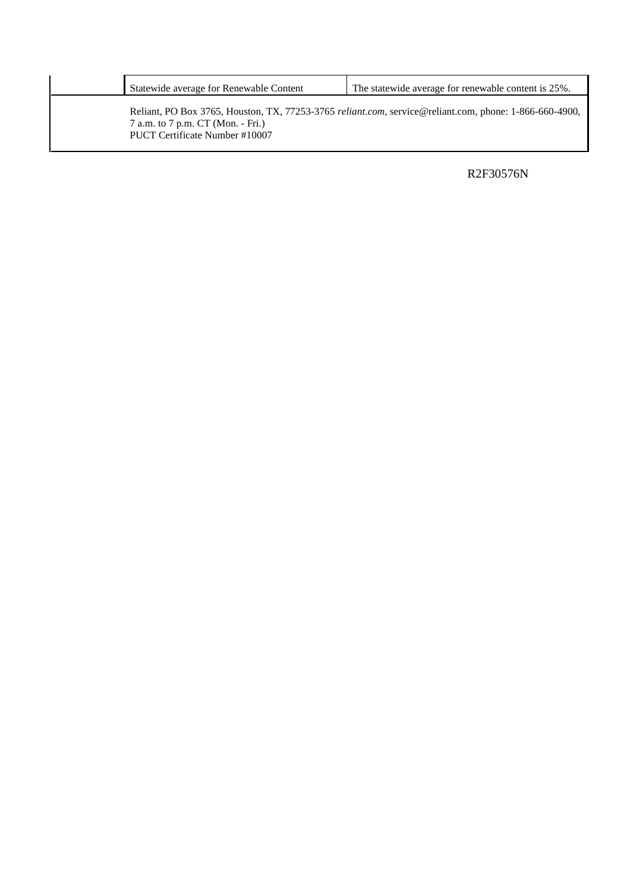| | |
|---|---|
| Statewide average for Renewable Content | The statewide average for renewable content is 25%. |

Reliant, PO Box 3765, Houston, TX, 77253-3765 *reliant.com*, service@reliant.com, phone: 1-866-660-4900, 7 a.m. to 7 p.m. CT (Mon. - Fri.)
PUCT Certificate Number #10007

R2F30576N